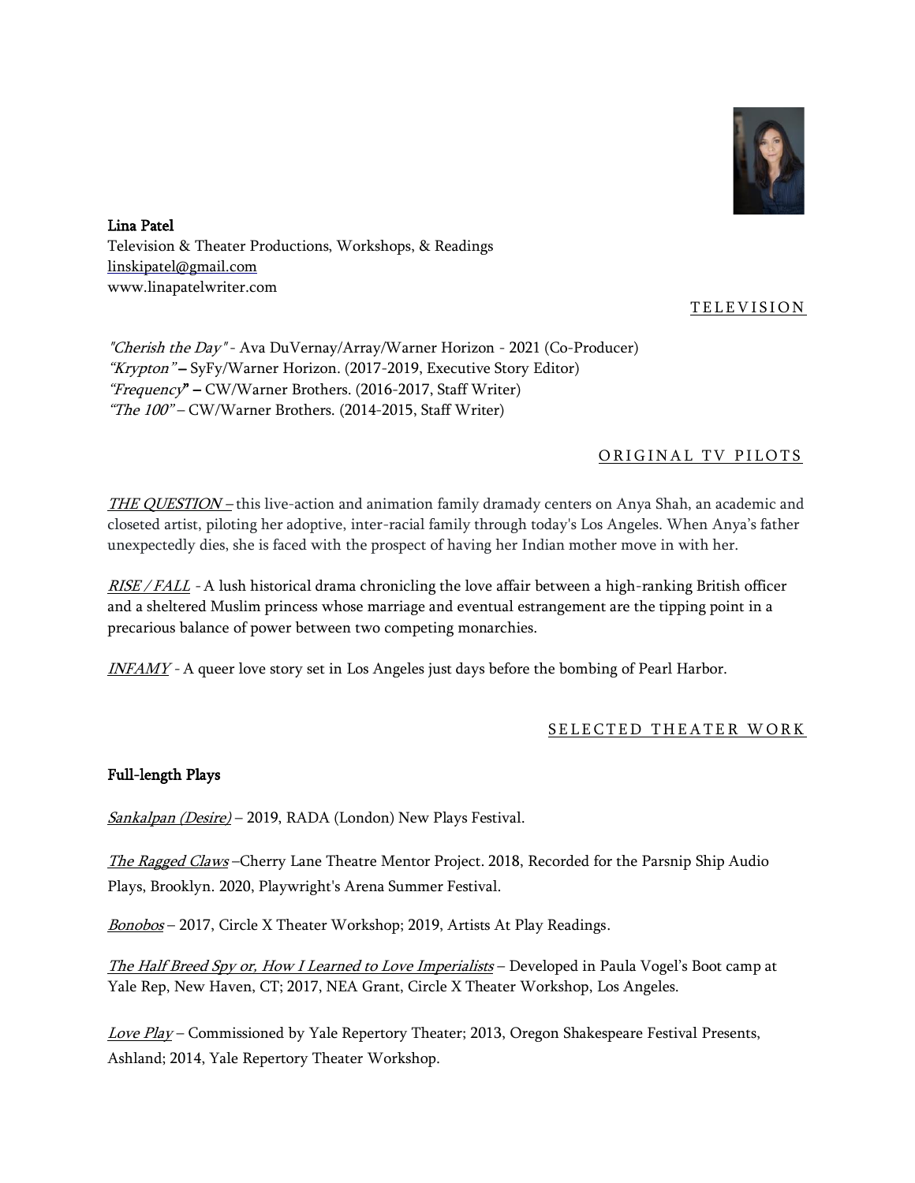**Lina Patel**
Television & Theater Productions, Workshops, & Readings
linskipatel@gmail.com
www.linapatelwriter.com

## TELEVISION

*"Cherish the Day"* - Ava DuVernay/Array/Warner Horizon - 2021 (Co-Producer)
*"Krypton"* – SyFy/Warner Horizon. (2017-2019, Executive Story Editor)
*"Frequency"* – CW/Warner Brothers. (2016-2017, Staff Writer)
*"The 100"* – CW/Warner Brothers. (2014-2015, Staff Writer)

## ORIGINAL TV PILOTS

*THE QUESTION* – this live-action and animation family dramady centers on Anya Shah, an academic and closeted artist, piloting her adoptive, inter-racial family through today's Los Angeles. When Anya's father unexpectedly dies, she is faced with the prospect of having her Indian mother move in with her.

*RISE / FALL* - A lush historical drama chronicling the love affair between a high-ranking British officer and a sheltered Muslim princess whose marriage and eventual estrangement are the tipping point in a precarious balance of power between two competing monarchies.

*INFAMY* - A queer love story set in Los Angeles just days before the bombing of Pearl Harbor.

## SELECTED THEATER WORK

### Full-length Plays

*Sankalpan (Desire)* – 2019, RADA (London) New Plays Festival.

*The Ragged Claws* –Cherry Lane Theatre Mentor Project. 2018, Recorded for the Parsnip Ship Audio Plays, Brooklyn. 2020, Playwright's Arena Summer Festival.

*Bonobos* – 2017, Circle X Theater Workshop; 2019, Artists At Play Readings.

*The Half Breed Spy or, How I Learned to Love Imperialists* – Developed in Paula Vogel's Boot camp at Yale Rep, New Haven, CT; 2017, NEA Grant, Circle X Theater Workshop, Los Angeles.

*Love Play* – Commissioned by Yale Repertory Theater; 2013, Oregon Shakespeare Festival Presents, Ashland; 2014, Yale Repertory Theater Workshop.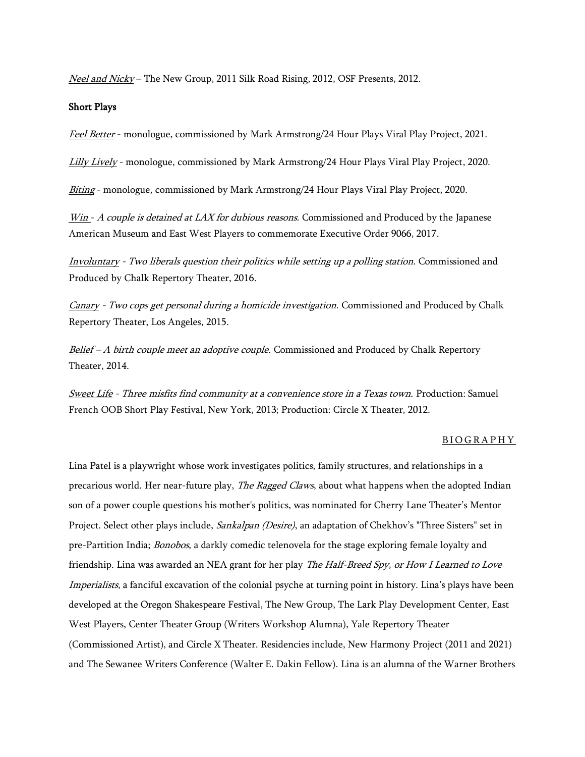<u>*Neel and Nicky*</u> – The New Group, 2011 Silk Road Rising, 2012, OSF Presents, 2012.

**Short Plays**

<u>*Feel Better*</u> - monologue, commissioned by Mark Armstrong/24 Hour Plays Viral Play Project, 2021.

<u>*Lilly Lively*</u> - monologue, commissioned by Mark Armstrong/24 Hour Plays Viral Play Project, 2020.

<u>*Biting*</u> - monologue, commissioned by Mark Armstrong/24 Hour Plays Viral Play Project, 2020.

<u>*Win*</u> - *A couple is detained at LAX for dubious reasons.* Commissioned and Produced by the Japanese American Museum and East West Players to commemorate Executive Order 9066, 2017.

<u>*Involuntary*</u> - *Two liberals question their politics while setting up a polling station.* Commissioned and Produced by Chalk Repertory Theater, 2016.

<u>*Canary*</u> - *Two cops get personal during a homicide investigation.* Commissioned and Produced by Chalk Repertory Theater, Los Angeles, 2015.

<u>*Belief*</u> – *A birth couple meet an adoptive couple.* Commissioned and Produced by Chalk Repertory Theater, 2014.

<u>*Sweet Life*</u> - *Three misfits find community at a convenience store in a Texas town.* Production: Samuel French OOB Short Play Festival, New York, 2013; Production: Circle X Theater, 2012.

<u>BIOGRAPHY</u>

Lina Patel is a playwright whose work investigates politics, family structures, and relationships in a precarious world. Her near-future play, *The Ragged Claws*, about what happens when the adopted Indian son of a power couple questions his mother's politics, was nominated for Cherry Lane Theater's Mentor Project. Select other plays include, *Sankalpan (Desire)*, an adaptation of Chekhov's "Three Sisters" set in pre-Partition India; *Bonobos*, a darkly comedic telenovela for the stage exploring female loyalty and friendship. Lina was awarded an NEA grant for her play *The Half-Breed Spy*, *or How I Learned to Love Imperialists*, a fanciful excavation of the colonial psyche at turning point in history. Lina's plays have been developed at the Oregon Shakespeare Festival, The New Group, The Lark Play Development Center, East West Players, Center Theater Group (Writers Workshop Alumna), Yale Repertory Theater (Commissioned Artist), and Circle X Theater. Residencies include, New Harmony Project (2011 and 2021) and The Sewanee Writers Conference (Walter E. Dakin Fellow). Lina is an alumna of the Warner Brothers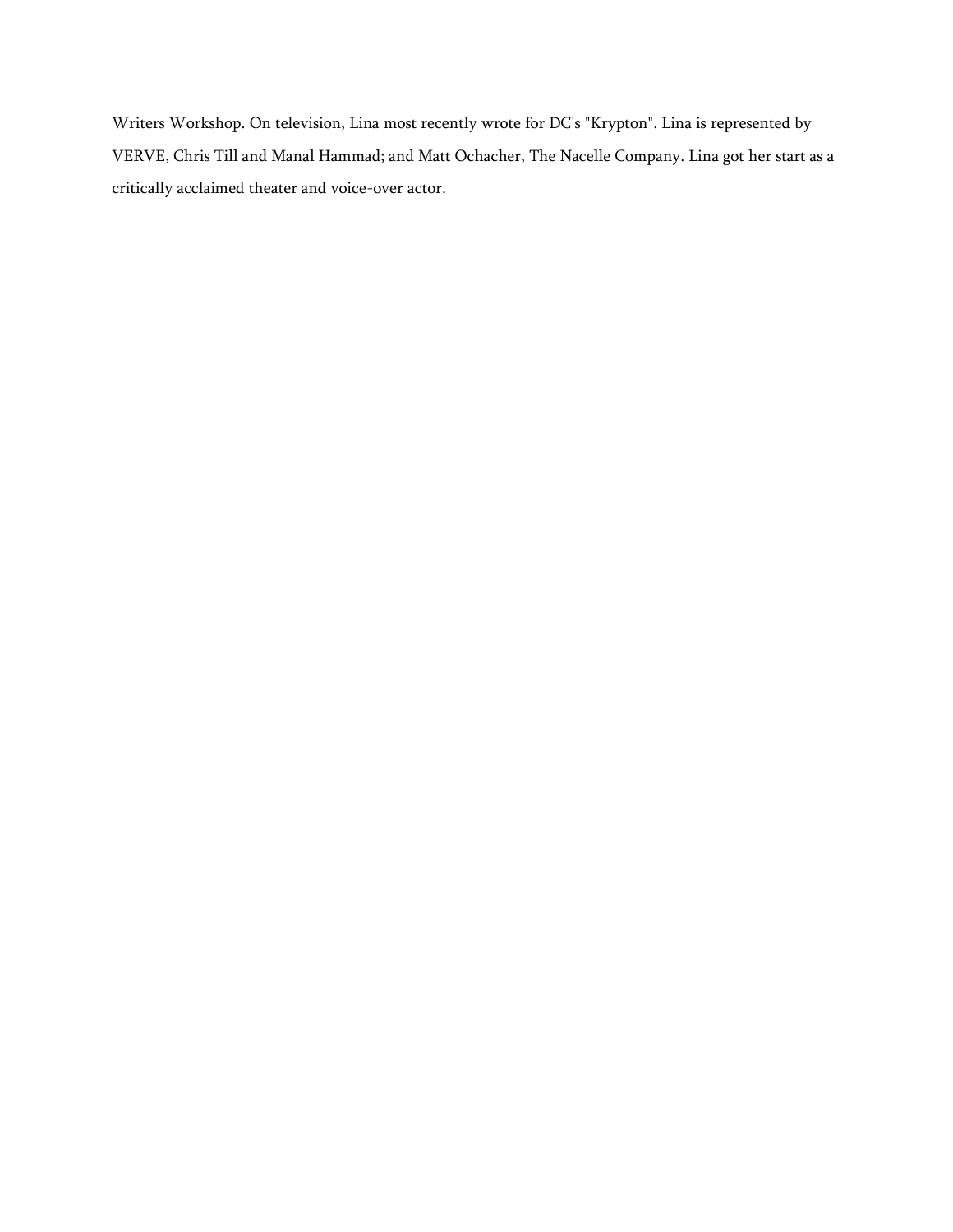Writers Workshop. On television, Lina most recently wrote for DC's "Krypton". Lina is represented by VERVE, Chris Till and Manal Hammad; and Matt Ochacher, The Nacelle Company. Lina got her start as a critically acclaimed theater and voice-over actor.